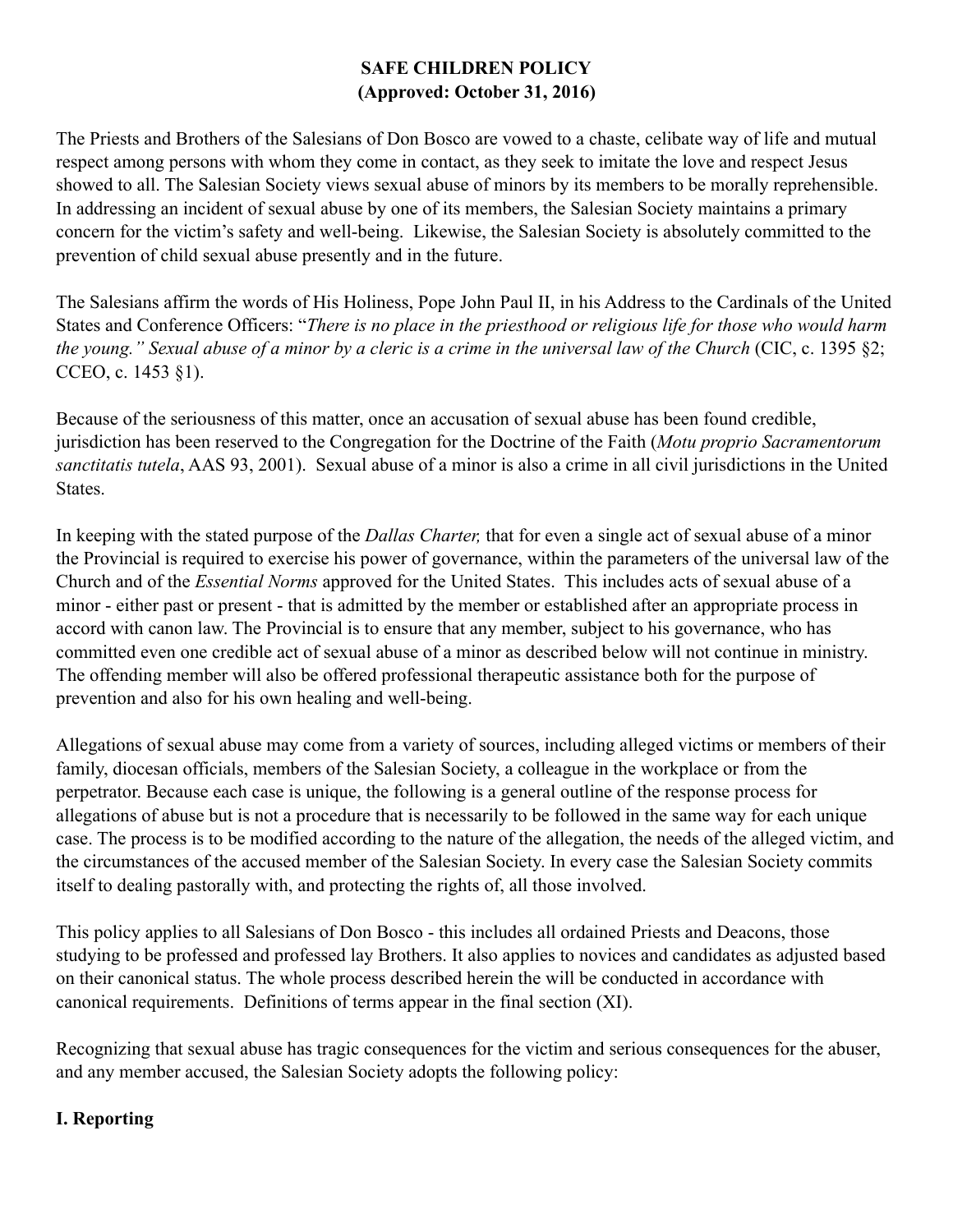# SAFE CHILDREN POLICY
## (Approved: October 31, 2016)

The Priests and Brothers of the Salesians of Don Bosco are vowed to a chaste, celibate way of life and mutual respect among persons with whom they come in contact, as they seek to imitate the love and respect Jesus showed to all. The Salesian Society views sexual abuse of minors by its members to be morally reprehensible. In addressing an incident of sexual abuse by one of its members, the Salesian Society maintains a primary concern for the victim's safety and well-being. Likewise, the Salesian Society is absolutely committed to the prevention of child sexual abuse presently and in the future.

The Salesians affirm the words of His Holiness, Pope John Paul II, in his Address to the Cardinals of the United States and Conference Officers: "*There is no place in the priesthood or religious life for those who would harm the young." Sexual abuse of a minor by a cleric is a crime in the universal law of the Church* (CIC, c. 1395 §2; CCEO, c. 1453 §1).

Because of the seriousness of this matter, once an accusation of sexual abuse has been found credible, jurisdiction has been reserved to the Congregation for the Doctrine of the Faith (*Motu proprio Sacramentorum sanctitatis tutela*, AAS 93, 2001). Sexual abuse of a minor is also a crime in all civil jurisdictions in the United States.

In keeping with the stated purpose of the *Dallas Charter,* that for even a single act of sexual abuse of a minor the Provincial is required to exercise his power of governance, within the parameters of the universal law of the Church and of the *Essential Norms* approved for the United States. This includes acts of sexual abuse of a minor - either past or present - that is admitted by the member or established after an appropriate process in accord with canon law. The Provincial is to ensure that any member, subject to his governance, who has committed even one credible act of sexual abuse of a minor as described below will not continue in ministry. The offending member will also be offered professional therapeutic assistance both for the purpose of prevention and also for his own healing and well-being.

Allegations of sexual abuse may come from a variety of sources, including alleged victims or members of their family, diocesan officials, members of the Salesian Society, a colleague in the workplace or from the perpetrator. Because each case is unique, the following is a general outline of the response process for allegations of abuse but is not a procedure that is necessarily to be followed in the same way for each unique case. The process is to be modified according to the nature of the allegation, the needs of the alleged victim, and the circumstances of the accused member of the Salesian Society. In every case the Salesian Society commits itself to dealing pastorally with, and protecting the rights of, all those involved.

This policy applies to all Salesians of Don Bosco - this includes all ordained Priests and Deacons, those studying to be professed and professed lay Brothers. It also applies to novices and candidates as adjusted based on their canonical status. The whole process described herein the will be conducted in accordance with canonical requirements. Definitions of terms appear in the final section (XI).

Recognizing that sexual abuse has tragic consequences for the victim and serious consequences for the abuser, and any member accused, the Salesian Society adopts the following policy:

## I. Reporting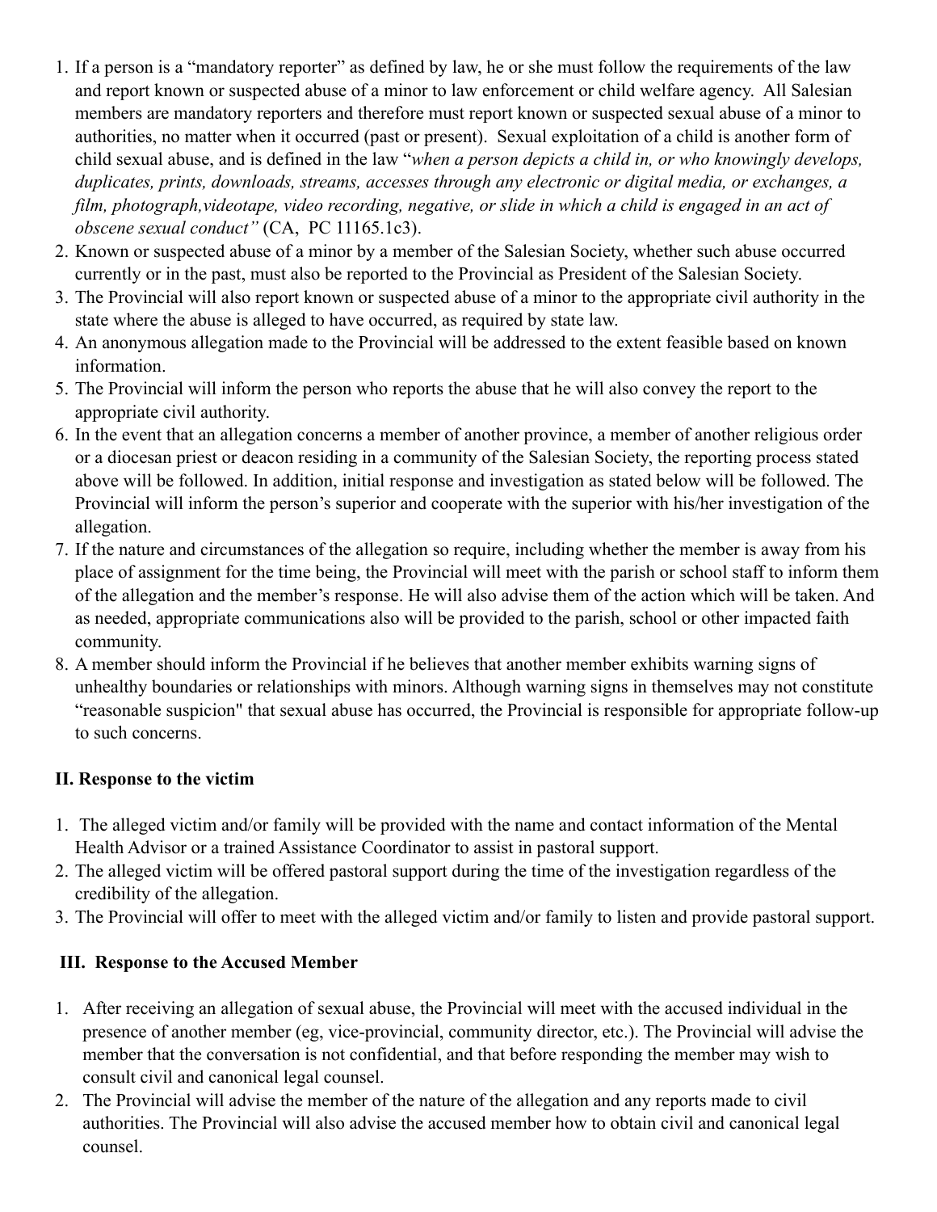1. If a person is a "mandatory reporter" as defined by law, he or she must follow the requirements of the law and report known or suspected abuse of a minor to law enforcement or child welfare agency. All Salesian members are mandatory reporters and therefore must report known or suspected sexual abuse of a minor to authorities, no matter when it occurred (past or present). Sexual exploitation of a child is another form of child sexual abuse, and is defined in the law "*when a person depicts a child in, or who knowingly develops, duplicates, prints, downloads, streams, accesses through any electronic or digital media, or exchanges, a film, photograph,videotape, video recording, negative, or slide in which a child is engaged in an act of obscene sexual conduct"* (CA, PC 11165.1c3).
2. Known or suspected abuse of a minor by a member of the Salesian Society, whether such abuse occurred currently or in the past, must also be reported to the Provincial as President of the Salesian Society.
3. The Provincial will also report known or suspected abuse of a minor to the appropriate civil authority in the state where the abuse is alleged to have occurred, as required by state law.
4. An anonymous allegation made to the Provincial will be addressed to the extent feasible based on known information.
5. The Provincial will inform the person who reports the abuse that he will also convey the report to the appropriate civil authority.
6. In the event that an allegation concerns a member of another province, a member of another religious order or a diocesan priest or deacon residing in a community of the Salesian Society, the reporting process stated above will be followed. In addition, initial response and investigation as stated below will be followed. The Provincial will inform the person's superior and cooperate with the superior with his/her investigation of the allegation.
7. If the nature and circumstances of the allegation so require, including whether the member is away from his place of assignment for the time being, the Provincial will meet with the parish or school staff to inform them of the allegation and the member's response. He will also advise them of the action which will be taken. And as needed, appropriate communications also will be provided to the parish, school or other impacted faith community.
8. A member should inform the Provincial if he believes that another member exhibits warning signs of unhealthy boundaries or relationships with minors. Although warning signs in themselves may not constitute "reasonable suspicion" that sexual abuse has occurred, the Provincial is responsible for appropriate follow-up to such concerns.

## II. Response to the victim

1. The alleged victim and/or family will be provided with the name and contact information of the Mental Health Advisor or a trained Assistance Coordinator to assist in pastoral support.
2. The alleged victim will be offered pastoral support during the time of the investigation regardless of the credibility of the allegation.
3. The Provincial will offer to meet with the alleged victim and/or family to listen and provide pastoral support.

## III. Response to the Accused Member

1. After receiving an allegation of sexual abuse, the Provincial will meet with the accused individual in the presence of another member (eg, vice-provincial, community director, etc.). The Provincial will advise the member that the conversation is not confidential, and that before responding the member may wish to consult civil and canonical legal counsel.
2. The Provincial will advise the member of the nature of the allegation and any reports made to civil authorities. The Provincial will also advise the accused member how to obtain civil and canonical legal counsel.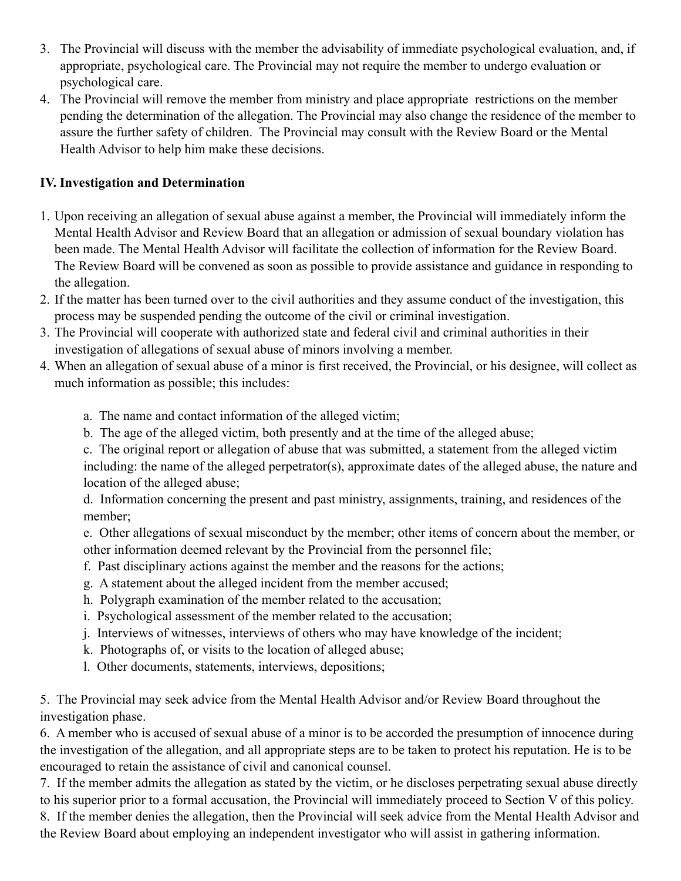3. The Provincial will discuss with the member the advisability of immediate psychological evaluation, and, if appropriate, psychological care. The Provincial may not require the member to undergo evaluation or psychological care.
4. The Provincial will remove the member from ministry and place appropriate restrictions on the member pending the determination of the allegation. The Provincial may also change the residence of the member to assure the further safety of children. The Provincial may consult with the Review Board or the Mental Health Advisor to help him make these decisions.

**IV. Investigation and Determination**

1. Upon receiving an allegation of sexual abuse against a member, the Provincial will immediately inform the Mental Health Advisor and Review Board that an allegation or admission of sexual boundary violation has been made. The Mental Health Advisor will facilitate the collection of information for the Review Board. The Review Board will be convened as soon as possible to provide assistance and guidance in responding to the allegation.
2. If the matter has been turned over to the civil authorities and they assume conduct of the investigation, this process may be suspended pending the outcome of the civil or criminal investigation.
3. The Provincial will cooperate with authorized state and federal civil and criminal authorities in their investigation of allegations of sexual abuse of minors involving a member.
4. When an allegation of sexual abuse of a minor is first received, the Provincial, or his designee, will collect as much information as possible; this includes:

   a. The name and contact information of the alleged victim;
   b. The age of the alleged victim, both presently and at the time of the alleged abuse;
   c. The original report or allegation of abuse that was submitted, a statement from the alleged victim including: the name of the alleged perpetrator(s), approximate dates of the alleged abuse, the nature and location of the alleged abuse;
   d. Information concerning the present and past ministry, assignments, training, and residences of the member;
   e. Other allegations of sexual misconduct by the member; other items of concern about the member, or other information deemed relevant by the Provincial from the personnel file;
   f. Past disciplinary actions against the member and the reasons for the actions;
   g. A statement about the alleged incident from the member accused;
   h. Polygraph examination of the member related to the accusation;
   i. Psychological assessment of the member related to the accusation;
   j. Interviews of witnesses, interviews of others who may have knowledge of the incident;
   k. Photographs of, or visits to the location of alleged abuse;
   l. Other documents, statements, interviews, depositions;

5. The Provincial may seek advice from the Mental Health Advisor and/or Review Board throughout the investigation phase.
6. A member who is accused of sexual abuse of a minor is to be accorded the presumption of innocence during the investigation of the allegation, and all appropriate steps are to be taken to protect his reputation. He is to be encouraged to retain the assistance of civil and canonical counsel.
7. If the member admits the allegation as stated by the victim, or he discloses perpetrating sexual abuse directly to his superior prior to a formal accusation, the Provincial will immediately proceed to Section V of this policy.
8. If the member denies the allegation, then the Provincial will seek advice from the Mental Health Advisor and the Review Board about employing an independent investigator who will assist in gathering information.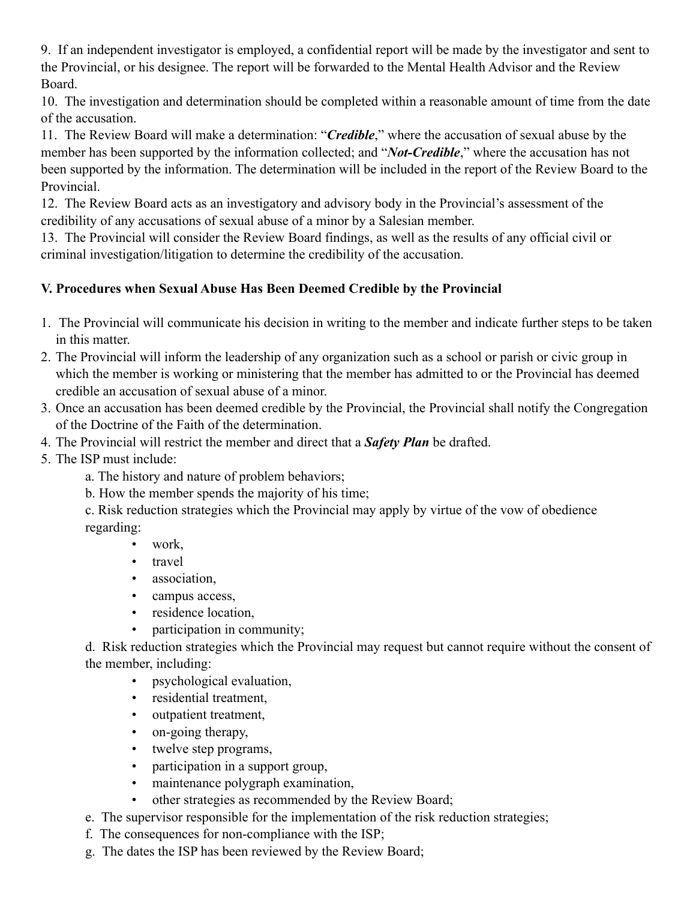9. If an independent investigator is employed, a confidential report will be made by the investigator and sent to the Provincial, or his designee. The report will be forwarded to the Mental Health Advisor and the Review Board.

10. The investigation and determination should be completed within a reasonable amount of time from the date of the accusation.

11. The Review Board will make a determination: "***Credible***," where the accusation of sexual abuse by the member has been supported by the information collected; and "***Not-Credible***," where the accusation has not been supported by the information. The determination will be included in the report of the Review Board to the Provincial.

12. The Review Board acts as an investigatory and advisory body in the Provincial's assessment of the credibility of any accusations of sexual abuse of a minor by a Salesian member.

13. The Provincial will consider the Review Board findings, as well as the results of any official civil or criminal investigation/litigation to determine the credibility of the accusation.

### V. Procedures when Sexual Abuse Has Been Deemed Credible by the Provincial

1. The Provincial will communicate his decision in writing to the member and indicate further steps to be taken in this matter.
2. The Provincial will inform the leadership of any organization such as a school or parish or civic group in which the member is working or ministering that the member has admitted to or the Provincial has deemed credible an accusation of sexual abuse of a minor.
3. Once an accusation has been deemed credible by the Provincial, the Provincial shall notify the Congregation of the Doctrine of the Faith of the determination.
4. The Provincial will restrict the member and direct that a ***Safety Plan*** be drafted.
5. The ISP must include:
   a. The history and nature of problem behaviors;
   b. How the member spends the majority of his time;
   c. Risk reduction strategies which the Provincial may apply by virtue of the vow of obedience regarding:
      - work,
      - travel
      - association,
      - campus access,
      - residence location,
      - participation in community;
   
   d. Risk reduction strategies which the Provincial may request but cannot require without the consent of the member, including:
      - psychological evaluation,
      - residential treatment,
      - outpatient treatment,
      - on-going therapy,
      - twelve step programs,
      - participation in a support group,
      - maintenance polygraph examination,
      - other strategies as recommended by the Review Board;
   
   e. The supervisor responsible for the implementation of the risk reduction strategies;
   f. The consequences for non-compliance with the ISP;
   g. The dates the ISP has been reviewed by the Review Board;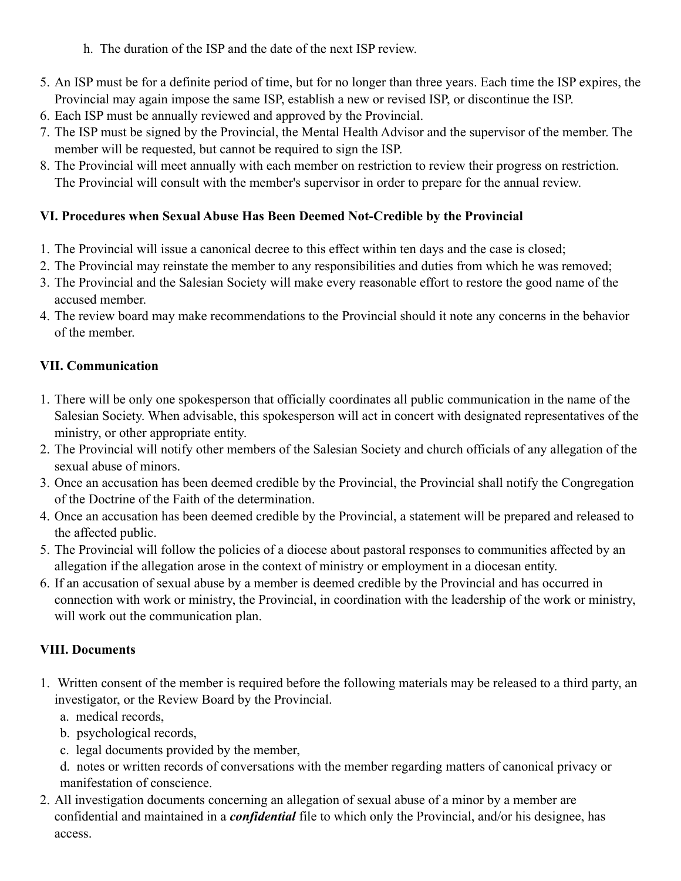h. The duration of the ISP and the date of the next ISP review.

5. An ISP must be for a definite period of time, but for no longer than three years. Each time the ISP expires, the Provincial may again impose the same ISP, establish a new or revised ISP, or discontinue the ISP.
6. Each ISP must be annually reviewed and approved by the Provincial.
7. The ISP must be signed by the Provincial, the Mental Health Advisor and the supervisor of the member. The member will be requested, but cannot be required to sign the ISP.
8. The Provincial will meet annually with each member on restriction to review their progress on restriction. The Provincial will consult with the member's supervisor in order to prepare for the annual review.

### VI. Procedures when Sexual Abuse Has Been Deemed Not-Credible by the Provincial

1. The Provincial will issue a canonical decree to this effect within ten days and the case is closed;
2. The Provincial may reinstate the member to any responsibilities and duties from which he was removed;
3. The Provincial and the Salesian Society will make every reasonable effort to restore the good name of the accused member.
4. The review board may make recommendations to the Provincial should it note any concerns in the behavior of the member.

### VII. Communication

1. There will be only one spokesperson that officially coordinates all public communication in the name of the Salesian Society. When advisable, this spokesperson will act in concert with designated representatives of the ministry, or other appropriate entity.
2. The Provincial will notify other members of the Salesian Society and church officials of any allegation of the sexual abuse of minors.
3. Once an accusation has been deemed credible by the Provincial, the Provincial shall notify the Congregation of the Doctrine of the Faith of the determination.
4. Once an accusation has been deemed credible by the Provincial, a statement will be prepared and released to the affected public.
5. The Provincial will follow the policies of a diocese about pastoral responses to communities affected by an allegation if the allegation arose in the context of ministry or employment in a diocesan entity.
6. If an accusation of sexual abuse by a member is deemed credible by the Provincial and has occurred in connection with work or ministry, the Provincial, in coordination with the leadership of the work or ministry, will work out the communication plan.

### VIII. Documents

1. Written consent of the member is required before the following materials may be released to a third party, an investigator, or the Review Board by the Provincial.
    a. medical records,
    b. psychological records,
    c. legal documents provided by the member,
    d. notes or written records of conversations with the member regarding matters of canonical privacy or manifestation of conscience.
2. All investigation documents concerning an allegation of sexual abuse of a minor by a member are confidential and maintained in a ***confidential*** file to which only the Provincial, and/or his designee, has access.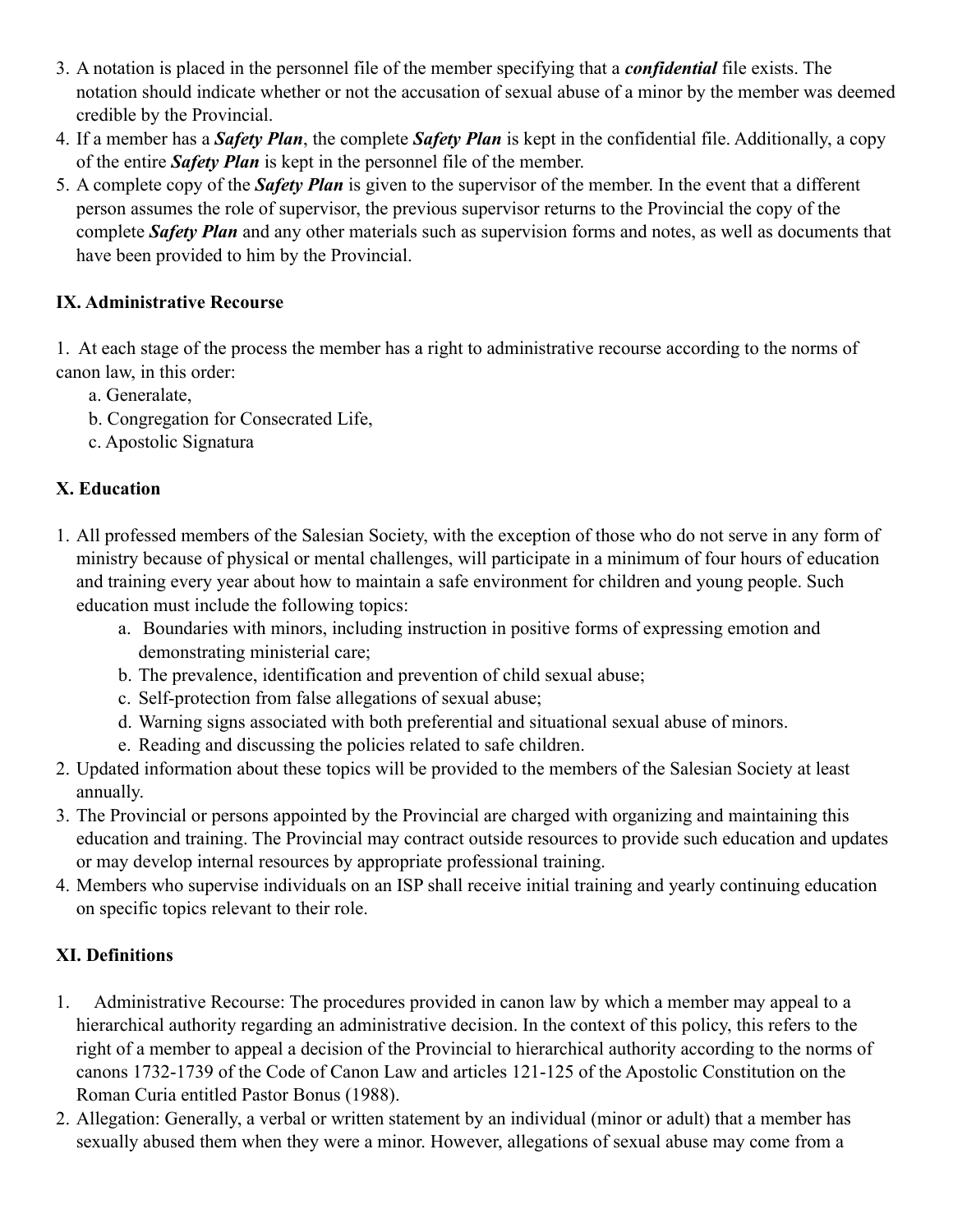3. A notation is placed in the personnel file of the member specifying that a ***confidential*** file exists. The notation should indicate whether or not the accusation of sexual abuse of a minor by the member was deemed credible by the Provincial.
4. If a member has a ***Safety Plan***, the complete ***Safety Plan*** is kept in the confidential file. Additionally, a copy of the entire ***Safety Plan*** is kept in the personnel file of the member.
5. A complete copy of the ***Safety Plan*** is given to the supervisor of the member. In the event that a different person assumes the role of supervisor, the previous supervisor returns to the Provincial the copy of the complete ***Safety Plan*** and any other materials such as supervision forms and notes, as well as documents that have been provided to him by the Provincial.

## IX. Administrative Recourse

1. At each stage of the process the member has a right to administrative recourse according to the norms of canon law, in this order:
   a. Generalate,
   b. Congregation for Consecrated Life,
   c. Apostolic Signatura

## X. Education

1. All professed members of the Salesian Society, with the exception of those who do not serve in any form of ministry because of physical or mental challenges, will participate in a minimum of four hours of education and training every year about how to maintain a safe environment for children and young people. Such education must include the following topics:
   a. Boundaries with minors, including instruction in positive forms of expressing emotion and demonstrating ministerial care;
   b. The prevalence, identification and prevention of child sexual abuse;
   c. Self-protection from false allegations of sexual abuse;
   d. Warning signs associated with both preferential and situational sexual abuse of minors.
   e. Reading and discussing the policies related to safe children.
2. Updated information about these topics will be provided to the members of the Salesian Society at least annually.
3. The Provincial or persons appointed by the Provincial are charged with organizing and maintaining this education and training. The Provincial may contract outside resources to provide such education and updates or may develop internal resources by appropriate professional training.
4. Members who supervise individuals on an ISP shall receive initial training and yearly continuing education on specific topics relevant to their role.

## XI. Definitions

1. Administrative Recourse: The procedures provided in canon law by which a member may appeal to a hierarchical authority regarding an administrative decision. In the context of this policy, this refers to the right of a member to appeal a decision of the Provincial to hierarchical authority according to the norms of canons 1732-1739 of the Code of Canon Law and articles 121-125 of the Apostolic Constitution on the Roman Curia entitled Pastor Bonus (1988).
2. Allegation: Generally, a verbal or written statement by an individual (minor or adult) that a member has sexually abused them when they were a minor. However, allegations of sexual abuse may come from a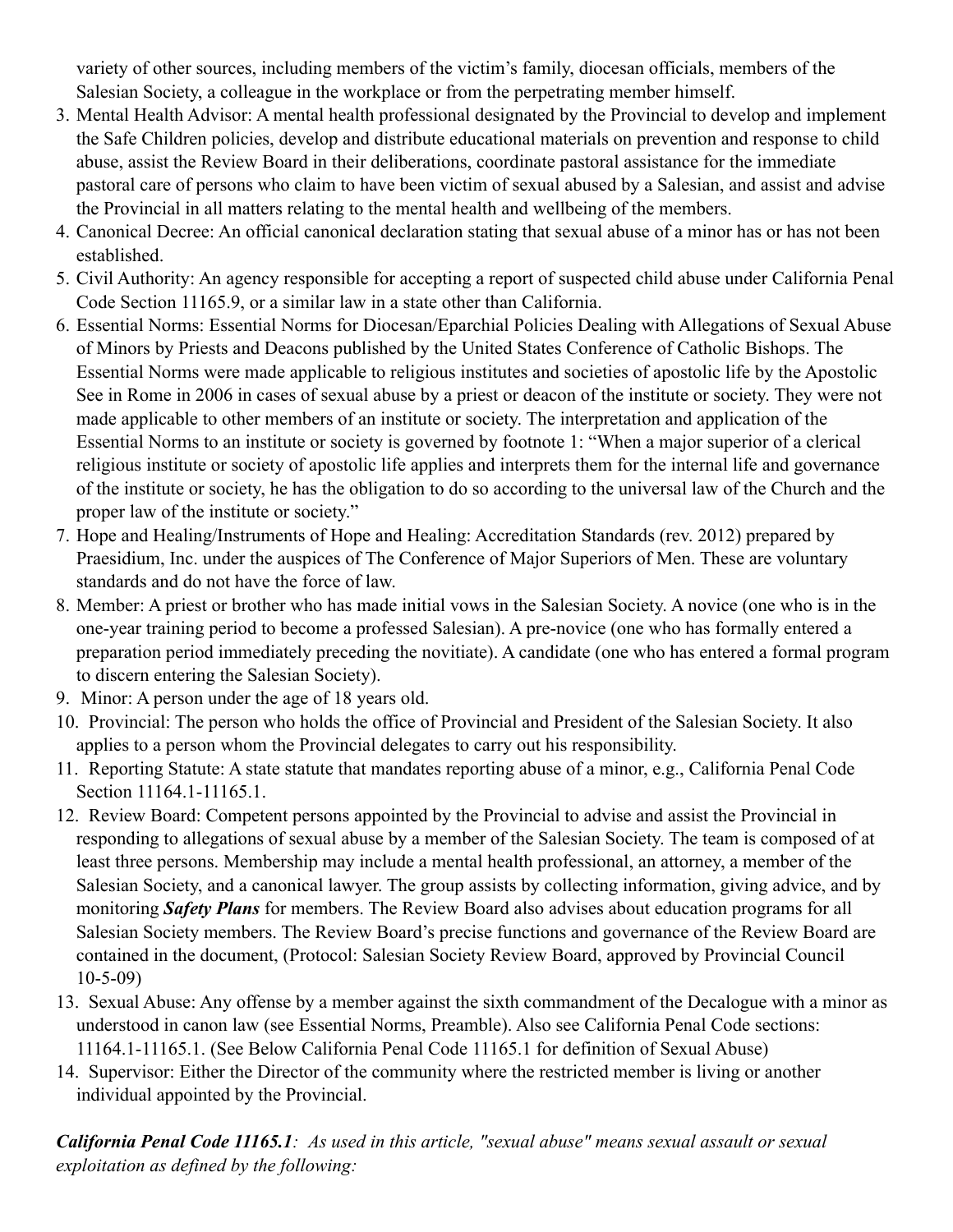variety of other sources, including members of the victim's family, diocesan officials, members of the Salesian Society, a colleague in the workplace or from the perpetrating member himself.

3. Mental Health Advisor: A mental health professional designated by the Provincial to develop and implement the Safe Children policies, develop and distribute educational materials on prevention and response to child abuse, assist the Review Board in their deliberations, coordinate pastoral assistance for the immediate pastoral care of persons who claim to have been victim of sexual abused by a Salesian, and assist and advise the Provincial in all matters relating to the mental health and wellbeing of the members.
4. Canonical Decree: An official canonical declaration stating that sexual abuse of a minor has or has not been established.
5. Civil Authority: An agency responsible for accepting a report of suspected child abuse under California Penal Code Section 11165.9, or a similar law in a state other than California.
6. Essential Norms: Essential Norms for Diocesan/Eparchial Policies Dealing with Allegations of Sexual Abuse of Minors by Priests and Deacons published by the United States Conference of Catholic Bishops. The Essential Norms were made applicable to religious institutes and societies of apostolic life by the Apostolic See in Rome in 2006 in cases of sexual abuse by a priest or deacon of the institute or society. They were not made applicable to other members of an institute or society. The interpretation and application of the Essential Norms to an institute or society is governed by footnote 1: "When a major superior of a clerical religious institute or society of apostolic life applies and interprets them for the internal life and governance of the institute or society, he has the obligation to do so according to the universal law of the Church and the proper law of the institute or society."
7. Hope and Healing/Instruments of Hope and Healing: Accreditation Standards (rev. 2012) prepared by Praesidium, Inc. under the auspices of The Conference of Major Superiors of Men. These are voluntary standards and do not have the force of law.
8. Member: A priest or brother who has made initial vows in the Salesian Society. A novice (one who is in the one-year training period to become a professed Salesian). A pre-novice (one who has formally entered a preparation period immediately preceding the novitiate). A candidate (one who has entered a formal program to discern entering the Salesian Society).
9. Minor: A person under the age of 18 years old.
10. Provincial: The person who holds the office of Provincial and President of the Salesian Society. It also applies to a person whom the Provincial delegates to carry out his responsibility.
11. Reporting Statute: A state statute that mandates reporting abuse of a minor, e.g., California Penal Code Section 11164.1-11165.1.
12. Review Board: Competent persons appointed by the Provincial to advise and assist the Provincial in responding to allegations of sexual abuse by a member of the Salesian Society. The team is composed of at least three persons. Membership may include a mental health professional, an attorney, a member of the Salesian Society, and a canonical lawyer. The group assists by collecting information, giving advice, and by monitoring ***Safety Plans*** for members. The Review Board also advises about education programs for all Salesian Society members. The Review Board's precise functions and governance of the Review Board are contained in the document, (Protocol: Salesian Society Review Board, approved by Provincial Council 10-5-09)
13. Sexual Abuse: Any offense by a member against the sixth commandment of the Decalogue with a minor as understood in canon law (see Essential Norms, Preamble). Also see California Penal Code sections: 11164.1-11165.1. (See Below California Penal Code 11165.1 for definition of Sexual Abuse)
14. Supervisor: Either the Director of the community where the restricted member is living or another individual appointed by the Provincial.

***California Penal Code 11165.1****: As used in this article, "sexual abuse" means sexual assault or sexual exploitation as defined by the following:*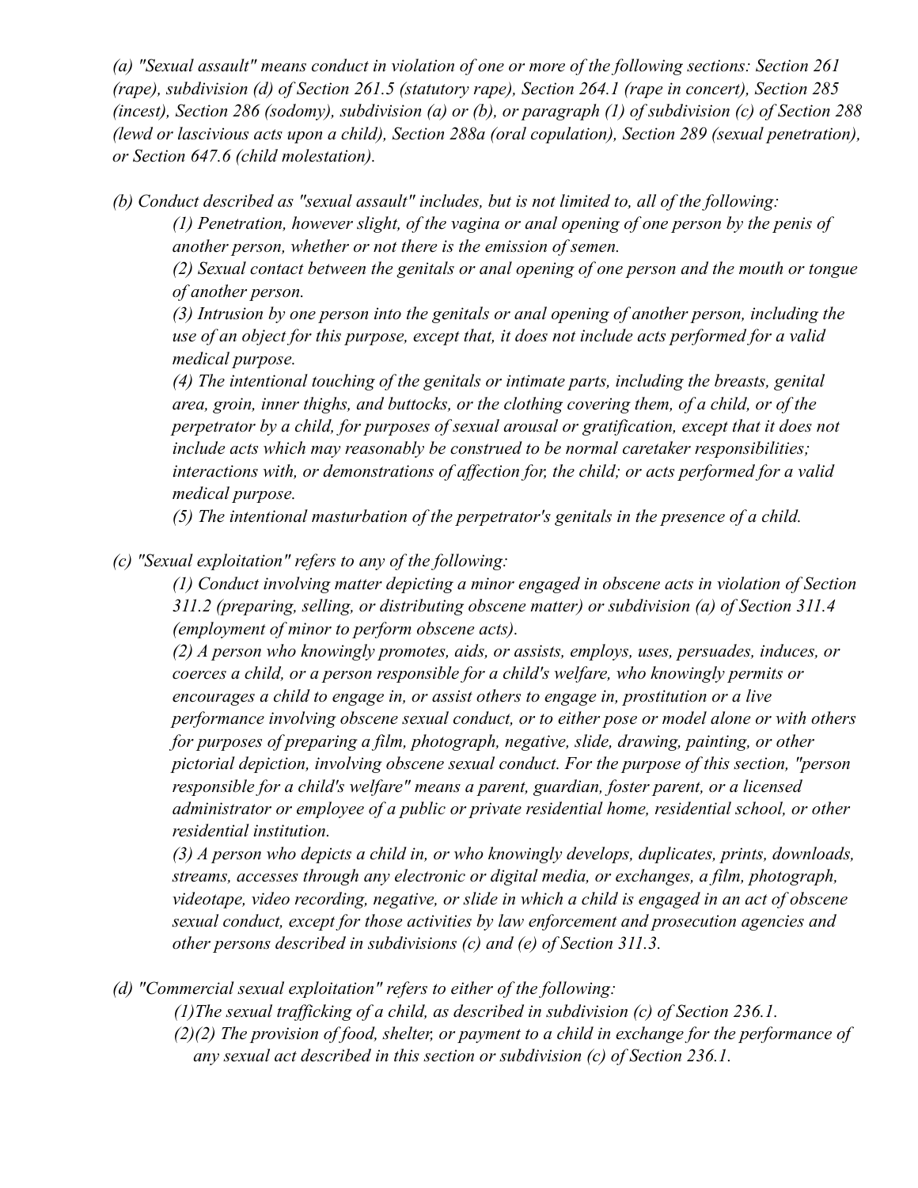*(a) "Sexual assault" means conduct in violation of one or more of the following sections: Section 261 (rape), subdivision (d) of Section 261.5 (statutory rape), Section 264.1 (rape in concert), Section 285 (incest), Section 286 (sodomy), subdivision (a) or (b), or paragraph (1) of subdivision (c) of Section 288 (lewd or lascivious acts upon a child), Section 288a (oral copulation), Section 289 (sexual penetration), or Section 647.6 (child molestation).*

*(b) Conduct described as "sexual assault" includes, but is not limited to, all of the following:*

> *(1) Penetration, however slight, of the vagina or anal opening of one person by the penis of another person, whether or not there is the emission of semen.*
>
> *(2) Sexual contact between the genitals or anal opening of one person and the mouth or tongue of another person.*
>
> *(3) Intrusion by one person into the genitals or anal opening of another person, including the use of an object for this purpose, except that, it does not include acts performed for a valid medical purpose.*
>
> *(4) The intentional touching of the genitals or intimate parts, including the breasts, genital area, groin, inner thighs, and buttocks, or the clothing covering them, of a child, or of the perpetrator by a child, for purposes of sexual arousal or gratification, except that it does not include acts which may reasonably be construed to be normal caretaker responsibilities; interactions with, or demonstrations of affection for, the child; or acts performed for a valid medical purpose.*
>
> *(5) The intentional masturbation of the perpetrator's genitals in the presence of a child.*

*(c) "Sexual exploitation" refers to any of the following:*

> *(1) Conduct involving matter depicting a minor engaged in obscene acts in violation of Section 311.2 (preparing, selling, or distributing obscene matter) or subdivision (a) of Section 311.4 (employment of minor to perform obscene acts).*
>
> *(2) A person who knowingly promotes, aids, or assists, employs, uses, persuades, induces, or coerces a child, or a person responsible for a child's welfare, who knowingly permits or encourages a child to engage in, or assist others to engage in, prostitution or a live performance involving obscene sexual conduct, or to either pose or model alone or with others for purposes of preparing a film, photograph, negative, slide, drawing, painting, or other pictorial depiction, involving obscene sexual conduct. For the purpose of this section, "person responsible for a child's welfare" means a parent, guardian, foster parent, or a licensed administrator or employee of a public or private residential home, residential school, or other residential institution.*
>
> *(3) A person who depicts a child in, or who knowingly develops, duplicates, prints, downloads, streams, accesses through any electronic or digital media, or exchanges, a film, photograph, videotape, video recording, negative, or slide in which a child is engaged in an act of obscene sexual conduct, except for those activities by law enforcement and prosecution agencies and other persons described in subdivisions (c) and (e) of Section 311.3.*

*(d) "Commercial sexual exploitation" refers to either of the following:*

> *(1)The sexual trafficking of a child, as described in subdivision (c) of Section 236.1.*
>
> *(2)(2) The provision of food, shelter, or payment to a child in exchange for the performance of any sexual act described in this section or subdivision (c) of Section 236.1.*